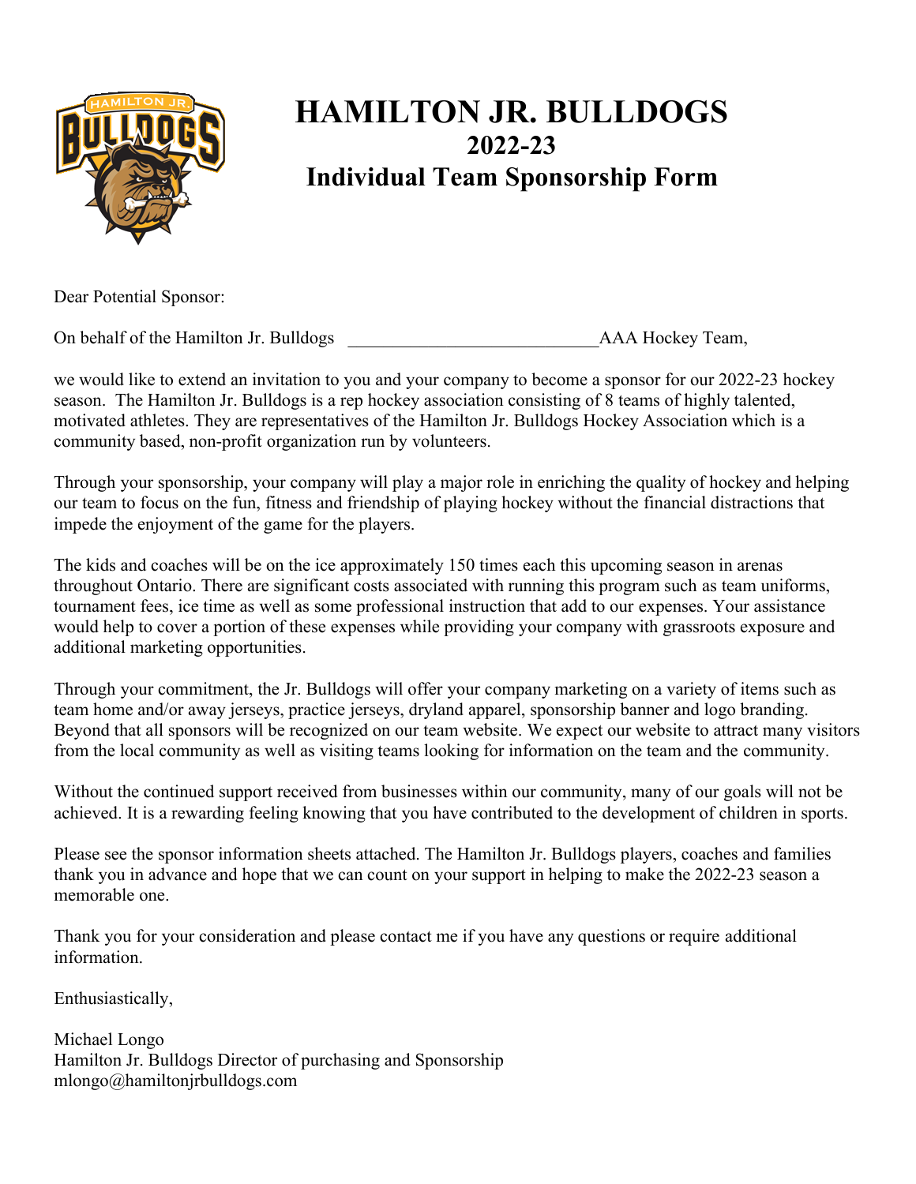# HAMILTON JR. BULLDOGS

## 2022-23

## Individual Team Sponsorship Form

Dear Potential Sponsor:

On behalf of the Hamilton Jr. Bulldogs ____________________________AAA Hockey Team,

we would like to extend an invitation to you and your company to become a sponsor for our 2022-23 hockey season. The Hamilton Jr. Bulldogs is a rep hockey association consisting of 8 teams of highly talented, motivated athletes. They are representatives of the Hamilton Jr. Bulldogs Hockey Association which is a community based, non-profit organization run by volunteers.

Through your sponsorship, your company will play a major role in enriching the quality of hockey and helping our team to focus on the fun, fitness and friendship of playing hockey without the financial distractions that impede the enjoyment of the game for the players.

The kids and coaches will be on the ice approximately 150 times each this upcoming season in arenas throughout Ontario. There are significant costs associated with running this program such as team uniforms, tournament fees, ice time as well as some professional instruction that add to our expenses. Your assistance would help to cover a portion of these expenses while providing your company with grassroots exposure and additional marketing opportunities.

Through your commitment, the Jr. Bulldogs will offer your company marketing on a variety of items such as team home and/or away jerseys, practice jerseys, dryland apparel, sponsorship banner and logo branding. Beyond that all sponsors will be recognized on our team website. We expect our website to attract many visitors from the local community as well as visiting teams looking for information on the team and the community.

Without the continued support received from businesses within our community, many of our goals will not be achieved. It is a rewarding feeling knowing that you have contributed to the development of children in sports.

Please see the sponsor information sheets attached. The Hamilton Jr. Bulldogs players, coaches and families thank you in advance and hope that we can count on your support in helping to make the 2022-23 season a memorable one.

Thank you for your consideration and please contact me if you have any questions or require additional information.

Enthusiastically,

Michael Longo  
Hamilton Jr. Bulldogs Director of purchasing and Sponsorship  
mlongo@hamiltonjrbulldogs.com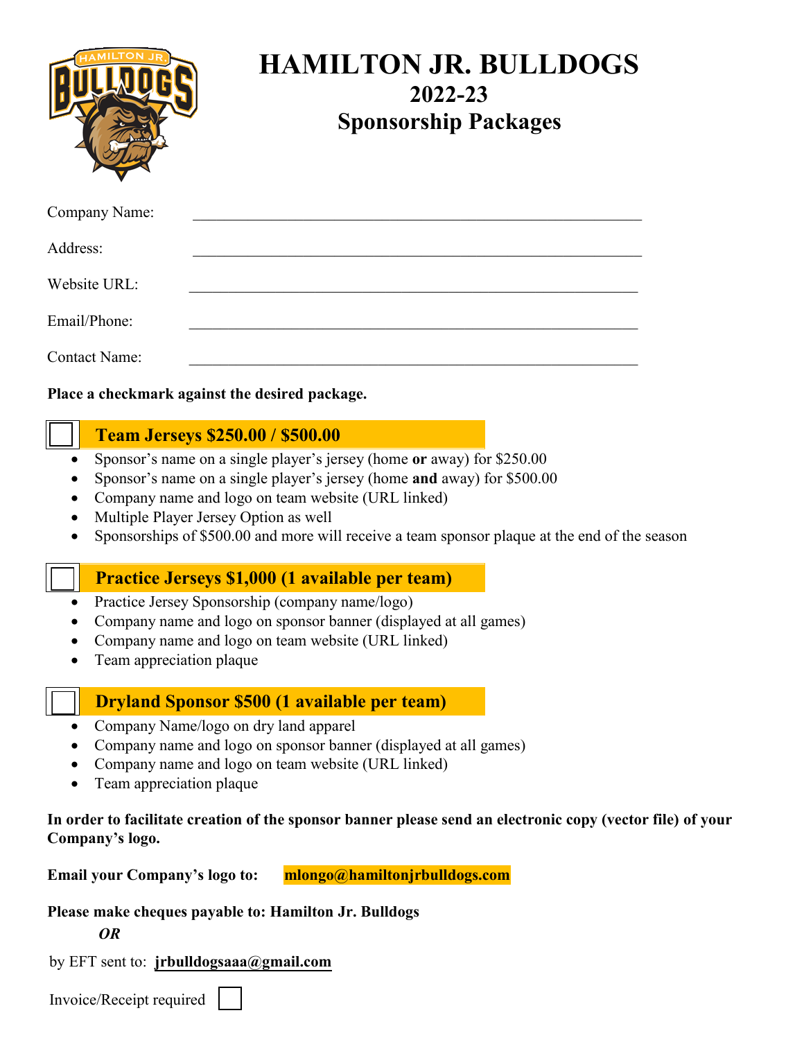# HAMILTON JR. BULLDOGS

## 2022-23

## Sponsorship Packages

Company Name: ______________________________________________

Address: ______________________________________________

Website URL: ______________________________________________

Email/Phone: ______________________________________________

Contact Name: ______________________________________________

**Place a checkmark against the desired package.**

☐ **Team Jerseys $250.00 / $500.00**

- Sponsor's name on a single player's jersey (home **or** away) for $250.00
- Sponsor's name on a single player's jersey (home **and** away) for $500.00
- Company name and logo on team website (URL linked)
- Multiple Player Jersey Option as well
- Sponsorships of $500.00 and more will receive a team sponsor plaque at the end of the season

☐ **Practice Jerseys $1,000 (1 available per team)**

- Practice Jersey Sponsorship (company name/logo)
- Company name and logo on sponsor banner (displayed at all games)
- Company name and logo on team website (URL linked)
- Team appreciation plaque

☐ **Dryland Sponsor $500 (1 available per team)**

- Company Name/logo on dry land apparel
- Company name and logo on sponsor banner (displayed at all games)
- Company name and logo on team website (URL linked)
- Team appreciation plaque

**In order to facilitate creation of the sponsor banner please send an electronic copy (vector file) of your Company's logo.**

**Email your Company's logo to:** **mlongo@hamiltonjrbulldogs.com**

**Please make cheques payable to: Hamilton Jr. Bulldogs**

***OR***

by EFT sent to: **jrbulldogsaaa@gmail.com**

Invoice/Receipt required ☐